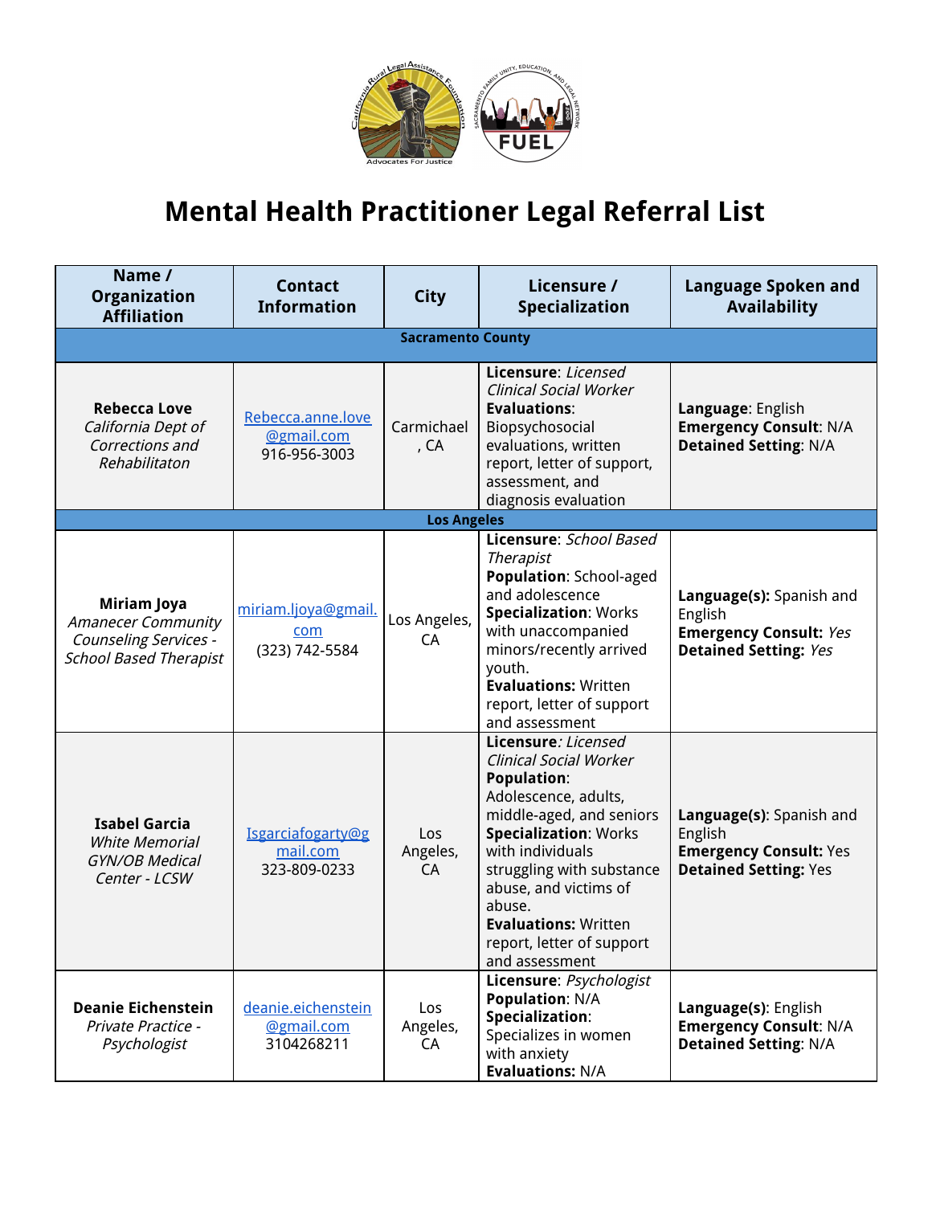# Mental Health Practitioner Legal Referral List

| Name / Organization Affiliation | Contact Information | City | Licensure / Specialization | Language Spoken and Availability |
|---|---|---|---|---|
| **Sacramento County** | | | | |
| **Rebecca Love** *California Dept of Corrections and Rehabilitaton* | Rebecca.anne.love@gmail.com 916-956-3003 | Carmichael, CA | **Licensure**: *Licensed Clinical Social Worker* **Evaluations**: Biopsychosocial evaluations, written report, letter of support, assessment, and diagnosis evaluation | **Language**: English **Emergency Consult**: N/A **Detained Setting**: N/A |
| **Los Angeles** | | | | |
| **Miriam Joya** *Amanecer Community Counseling Services - School Based Therapist* | miriam.ljoya@gmail.com (323) 742-5584 | Los Angeles, CA | **Licensure**: *School Based Therapist* **Population**: School-aged and adolescence **Specialization**: Works with unaccompanied minors/recently arrived youth. **Evaluations:** Written report, letter of support and assessment | **Language(s):** Spanish and English **Emergency Consult:** *Yes* **Detained Setting:** *Yes* |
| **Isabel Garcia** *White Memorial GYN/OB Medical Center - LCSW* | Isgarciafogarty@gmail.com 323-809-0233 | Los Angeles, CA | **Licensure**: *Licensed Clinical Social Worker* **Population**: Adolescence, adults, middle-aged, and seniors **Specialization**: Works with individuals struggling with substance abuse, and victims of abuse. **Evaluations:** Written report, letter of support and assessment | **Language(s)**: Spanish and English **Emergency Consult:** Yes **Detained Setting:** Yes |
| **Deanie Eichenstein** *Private Practice - Psychologist* | deanie.eichenstein@gmail.com 3104268211 | Los Angeles, CA | **Licensure**: *Psychologist* **Population**: N/A **Specialization**: Specializes in women with anxiety **Evaluations:** N/A | **Language(s)**: English **Emergency Consult**: N/A **Detained Setting**: N/A |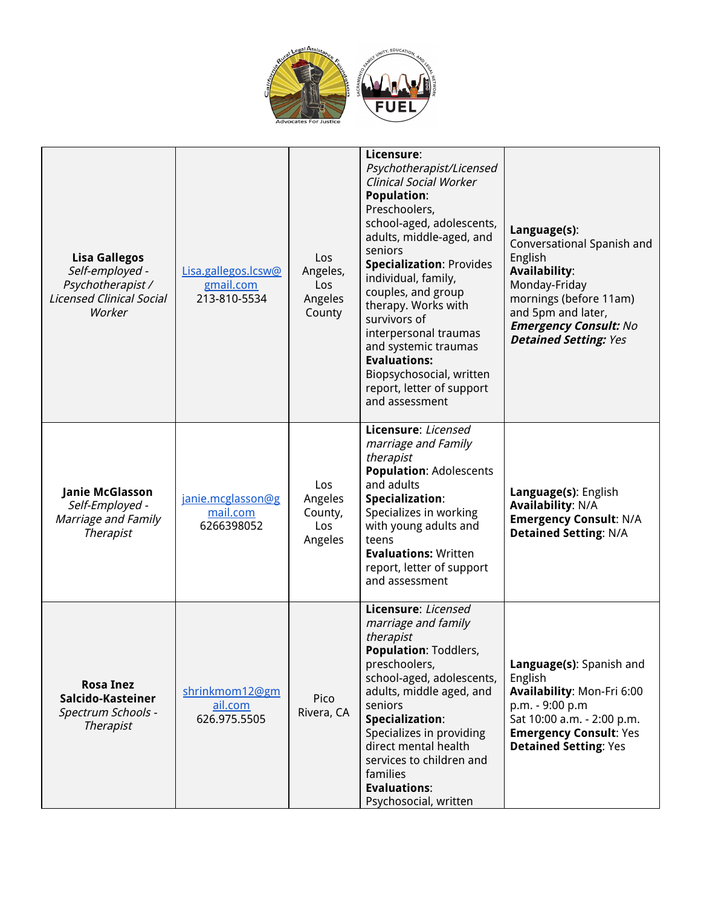| | | | | |
|---|---|---|---|---|
| **Lisa Gallegos** *Self-employed - Psychotherapist / Licensed Clinical Social Worker* | Lisa.gallegos.lcsw@gmail.com 213-810-5534 | Los Angeles, Los Angeles County | **Licensure**: *Psychotherapist/Licensed Clinical Social Worker* **Population**: Preschoolers, school-aged, adolescents, adults, middle-aged, and seniors **Specialization**: Provides individual, family, couples, and group therapy. Works with survivors of interpersonal traumas and systemic traumas **Evaluations:** Biopsychosocial, written report, letter of support and assessment | **Language(s)**: Conversational Spanish and English **Availability**: Monday-Friday mornings (before 11am) and 5pm and later, ***Emergency Consult:*** *No* ***Detained Setting:*** *Yes* |
| **Janie McGlasson** *Self-Employed - Marriage and Family Therapist* | janie.mcglasson@gmail.com 6266398052 | Los Angeles County, Los Angeles | **Licensure**: *Licensed marriage and Family therapist* **Population**: Adolescents and adults **Specialization**: Specializes in working with young adults and teens **Evaluations:** Written report, letter of support and assessment | **Language(s)**: English **Availability**: N/A **Emergency Consult**: N/A **Detained Setting**: N/A |
| **Rosa Inez Salcido-Kasteiner** *Spectrum Schools - Therapist* | shrinkmom12@gmail.com 626.975.5505 | Pico Rivera, CA | **Licensure**: *Licensed marriage and family therapist* **Population**: Toddlers, preschoolers, school-aged, adolescents, adults, middle aged, and seniors **Specialization**: Specializes in providing direct mental health services to children and families **Evaluations**: Psychosocial, written | **Language(s)**: Spanish and English **Availability**: Mon-Fri 6:00 p.m. - 9:00 p.m Sat 10:00 a.m. - 2:00 p.m. **Emergency Consult**: Yes **Detained Setting**: Yes |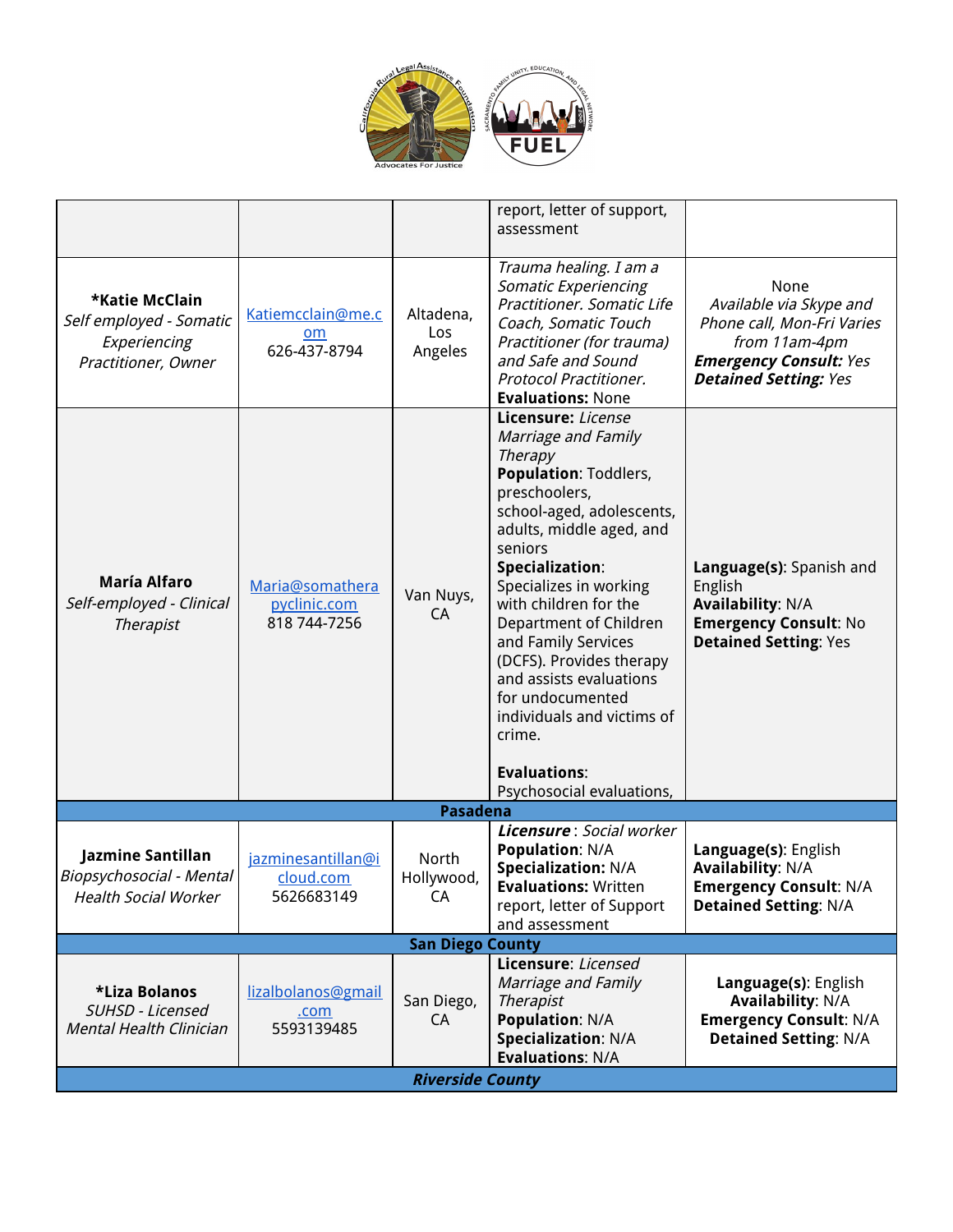| | | | report, letter of support, assessment | |
|---|---|---|---|---|
| ***Katie McClain**<br>*Self employed - Somatic Experiencing Practitioner, Owner* | Katiemcclain@me.com<br>626-437-8794 | Altadena, Los Angeles | *Trauma healing. I am a Somatic Experiencing Practitioner. Somatic Life Coach, Somatic Touch Practitioner (for trauma) and Safe and Sound Protocol Practitioner.*<br>**Evaluations:** None | None<br>*Available via Skype and Phone call, Mon-Fri Varies from 11am-4pm*<br>***Emergency Consult:*** *Yes*<br>***Detained Setting:*** *Yes* |
| **María Alfaro**<br>*Self-employed - Clinical Therapist* | Maria@somatherapyclinic.com<br>818 744-7256 | Van Nuys, CA | **Licensure:** *License Marriage and Family Therapy*<br>**Population**: Toddlers, preschoolers, school-aged, adolescents, adults, middle aged, and seniors<br>**Specialization**: Specializes in working with children for the Department of Children and Family Services (DCFS). Provides therapy and assists evaluations for undocumented individuals and victims of crime.<br><br>**Evaluations**: Psychosocial evaluations, | **Language(s)**: Spanish and English<br>**Availability**: N/A<br>**Emergency Consult**: No<br>**Detained Setting**: Yes |
| **Pasadena** | | | | |
| **Jazmine Santillan**<br>*Biopsychosocial - Mental Health Social Worker* | jazminesantillan@icloud.com<br>5626683149 | North Hollywood, CA | ***Licensure*** : *Social worker*<br>**Population**: N/A<br>**Specialization:** N/A<br>**Evaluations:** Written report, letter of Support and assessment | **Language(s)**: English<br>**Availability**: N/A<br>**Emergency Consult**: N/A<br>**Detained Setting**: N/A |
| **San Diego County** | | | | |
| ***Liza Bolanos**<br>*SUHSD - Licensed Mental Health Clinician* | lizalbolanos@gmail.com<br>5593139485 | San Diego, CA | **Licensure:** *Licensed Marriage and Family Therapist*<br>**Population:** N/A<br>**Specialization:** N/A<br>**Evaluations:** N/A | **Language(s)**: English<br>**Availability**: N/A<br>**Emergency Consult**: N/A<br>**Detained Setting**: N/A |
| ***Riverside County*** | | | | |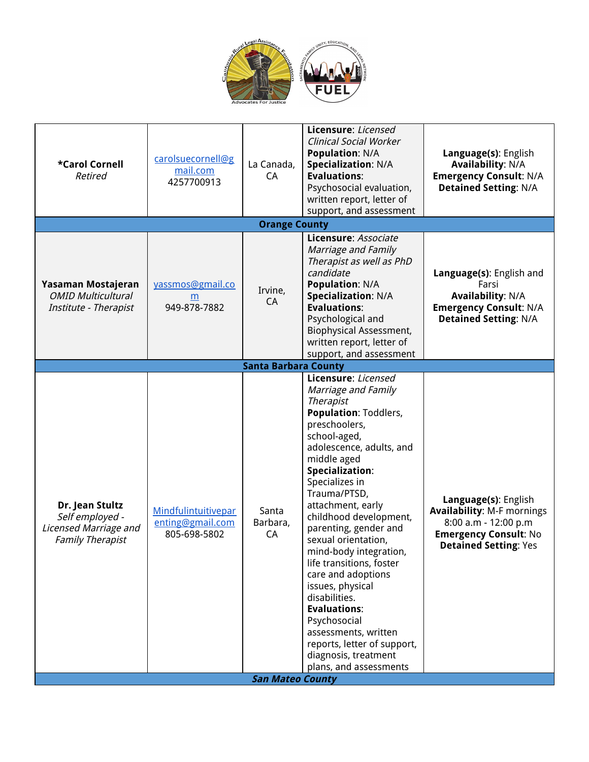| | | | | |
|---|---|---|---|---|
| ***Carol Cornell**<br>*Retired* | carolsuecornell@gmail.com<br>4257700913 | La Canada, CA | **Licensure**: *Licensed Clinical Social Worker*<br>**Population**: N/A<br>**Specialization**: N/A<br>**Evaluations**: Psychosocial evaluation, written report, letter of support, and assessment | **Language(s)**: English<br>**Availability**: N/A<br>**Emergency Consult**: N/A<br>**Detained Setting**: N/A |
| **Orange County** | | | | |
| **Yasaman Mostajeran**<br>*OMID Multicultural Institute - Therapist* | yassmos@gmail.com<br>949-878-7882 | Irvine, CA | **Licensure**: *Associate Marriage and Family Therapist as well as PhD candidate*<br>**Population**: N/A<br>**Specialization**: N/A<br>**Evaluations**: Psychological and Biophysical Assessment, written report, letter of support, and assessment | **Language(s)**: English and Farsi<br>**Availability**: N/A<br>**Emergency Consult**: N/A<br>**Detained Setting**: N/A |
| **Santa Barbara County** | | | | |
| **Dr. Jean Stultz**<br>*Self employed - Licensed Marriage and Family Therapist* | Mindfulintuitiveparenting@gmail.com<br>805-698-5802 | Santa Barbara, CA | **Licensure**: *Licensed Marriage and Family Therapist*<br>**Population**: Toddlers, preschoolers, school-aged, adolescence, adults, and middle aged<br>**Specialization**: Specializes in Trauma/PTSD, attachment, early childhood development, parenting, gender and sexual orientation, mind-body integration, life transitions, foster care and adoptions issues, physical disabilities.<br>**Evaluations**: Psychosocial assessments, written reports, letter of support, diagnosis, treatment plans, and assessments | **Language(s)**: English<br>**Availability**: M-F mornings 8:00 a.m - 12:00 p.m<br>**Emergency Consult**: No<br>**Detained Setting**: Yes |
| ***San Mateo County*** | | | | |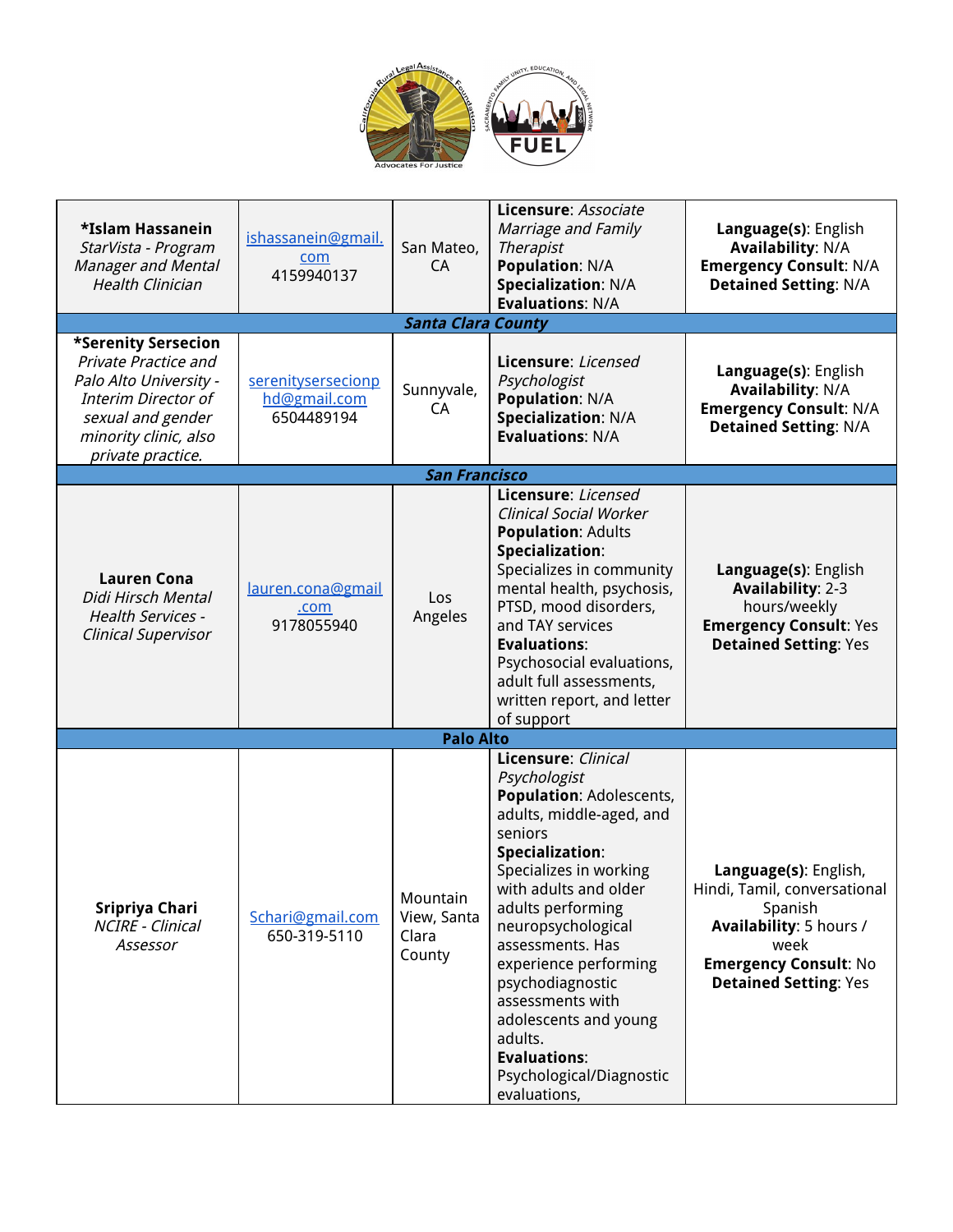| | | | | |
|---|---|---|---|---|
| **\*Islam Hassanein**<br>*StarVista - Program Manager and Mental Health Clinician* | ishassanein@gmail.com<br>4159940137 | San Mateo, CA | **Licensure**: *Associate Marriage and Family Therapist*<br>**Population**: N/A<br>**Specialization**: N/A<br>**Evaluations**: N/A | **Language(s)**: English<br>**Availability**: N/A<br>**Emergency Consult**: N/A<br>**Detained Setting**: N/A |
| | | ***Santa Clara County*** | | |
| **\*Serenity Sersecion**<br>*Private Practice and Palo Alto University - Interim Director of sexual and gender minority clinic, also private practice.* | serenitysersecionphd@gmail.com<br>6504489194 | Sunnyvale, CA | **Licensure**: *Licensed Psychologist*<br>**Population**: N/A<br>**Specialization**: N/A<br>**Evaluations**: N/A | **Language(s)**: English<br>**Availability**: N/A<br>**Emergency Consult**: N/A<br>**Detained Setting**: N/A |
| | | ***San Francisco*** | | |
| **Lauren Cona**<br>*Didi Hirsch Mental Health Services - Clinical Supervisor* | lauren.cona@gmail.com<br>9178055940 | Los Angeles | **Licensure**: *Licensed Clinical Social Worker*<br>**Population**: Adults<br>**Specialization**: Specializes in community mental health, psychosis, PTSD, mood disorders, and TAY services<br>**Evaluations**: Psychosocial evaluations, adult full assessments, written report, and letter of support | **Language(s)**: English<br>**Availability**: 2-3 hours/weekly<br>**Emergency Consult**: Yes<br>**Detained Setting**: Yes |
| | | **Palo Alto** | | |
| **Sripriya Chari**<br>*NCIRE - Clinical Assessor* | Schari@gmail.com<br>650-319-5110 | Mountain View, Santa Clara County | **Licensure**: *Clinical Psychologist*<br>**Population**: Adolescents, adults, middle-aged, and seniors<br>**Specialization**: Specializes in working with adults and older adults performing neuropsychological assessments. Has experience performing psychodiagnostic assessments with adolescents and young adults.<br>**Evaluations**: Psychological/Diagnostic evaluations, | **Language(s)**: English, Hindi, Tamil, conversational Spanish<br>**Availability**: 5 hours / week<br>**Emergency Consult**: No<br>**Detained Setting**: Yes |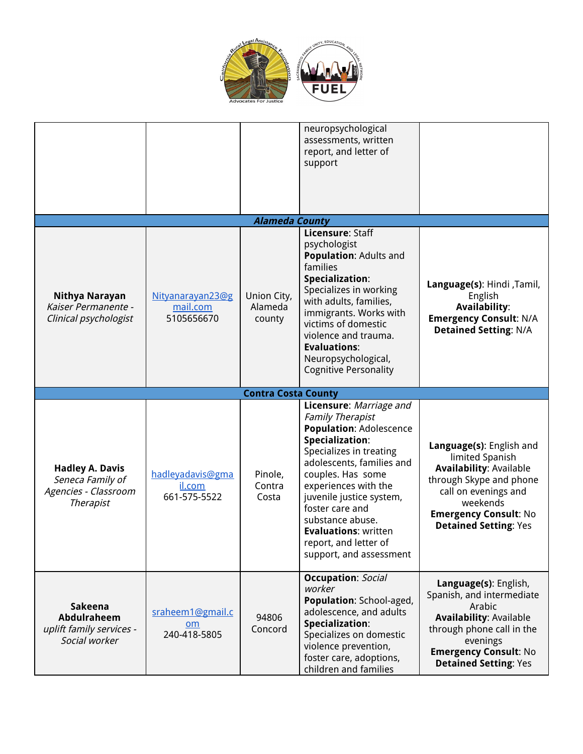| | | | | |
|---|---|---|---|---|
| | | | neuropsychological assessments, written report, and letter of support | |
| | | ***Alameda County*** | | |
| **Nithya Narayan** *Kaiser Permanente - Clinical psychologist* | Nityanarayan23@gmail.com 5105656670 | Union City, Alameda county | **Licensure**: Staff psychologist **Population**: Adults and families **Specialization**: Specializes in working with adults, families, immigrants. Works with victims of domestic violence and trauma. **Evaluations**: Neuropsychological, Cognitive Personality | **Language(s)**: Hindi ,Tamil, English **Availability**: **Emergency Consult**: N/A **Detained Setting**: N/A |
| | | **Contra Costa County** | | |
| **Hadley A. Davis** *Seneca Family of Agencies - Classroom Therapist* | hadleyadavis@gmail.com 661-575-5522 | Pinole, Contra Costa | **Licensure**: *Marriage and Family Therapist* **Population**: Adolescence **Specialization**: Specializes in treating adolescents, families and couples. Has some experiences with the juvenile justice system, foster care and substance abuse. **Evaluations**: written report, and letter of support, and assessment | **Language(s)**: English and limited Spanish **Availability**: Available through Skype and phone call on evenings and weekends **Emergency Consult**: No **Detained Setting**: Yes |
| **Sakeena Abdulraheem** *uplift family services - Social worker* | sraheem1@gmail.com 240-418-5805 | 94806 Concord | **Occupation**: *Social worker* **Population**: School-aged, adolescence, and adults **Specialization**: Specializes on domestic violence prevention, foster care, adoptions, children and families | **Language(s)**: English, Spanish, and intermediate Arabic **Availability**: Available through phone call in the evenings **Emergency Consult**: No **Detained Setting**: Yes |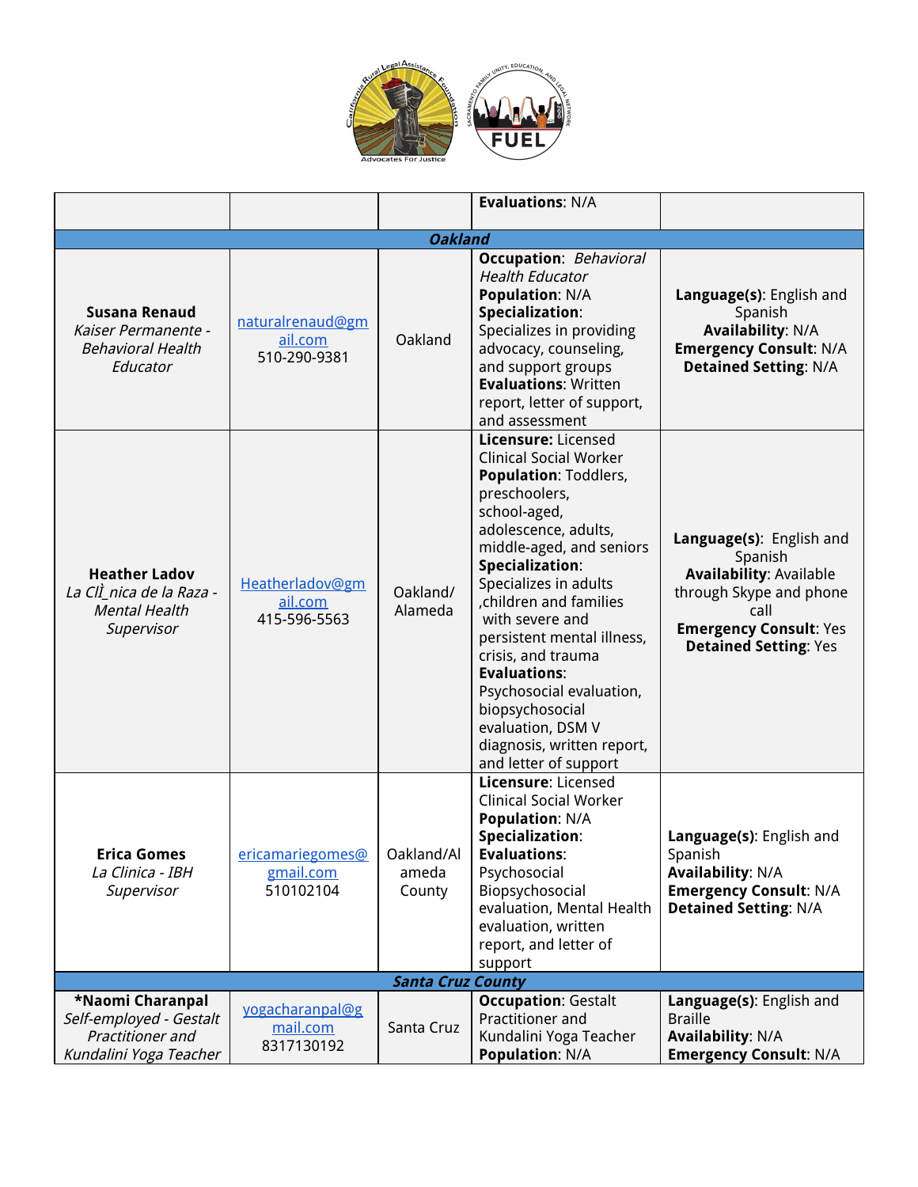| | | | **Evaluations**: N/A | |
|---|---|---|---|---|
| ***Oakland*** | | | | |
| **Susana Renaud**<br>*Kaiser Permanente - Behavioral Health Educator* | naturalrenaud@gmail.com<br>510-290-9381 | Oakland | **Occupation**: *Behavioral Health Educator*<br>**Population**: N/A<br>**Specialization**: Specializes in providing advocacy, counseling, and support groups<br>**Evaluations**: Written report, letter of support, and assessment | **Language(s)**: English and Spanish<br>**Availability**: N/A<br>**Emergency Consult**: N/A<br>**Detained Setting**: N/A |
| **Heather Ladov**<br>*La ClÌ_nica de la Raza - Mental Health Supervisor* | Heatherladov@gmail.com<br>415-596-5563 | Oakland/ Alameda | **Licensure:** Licensed Clinical Social Worker<br>**Population**: Toddlers, preschoolers, school-aged, adolescence, adults, middle-aged, and seniors<br>**Specialization**: Specializes in adults ,children and families with severe and persistent mental illness, crisis, and trauma<br>**Evaluations**: Psychosocial evaluation, biopsychosocial evaluation, DSM V diagnosis, written report, and letter of support | **Language(s)**: English and Spanish<br>**Availability**: Available through Skype and phone call<br>**Emergency Consult**: Yes<br>**Detained Setting**: Yes |
| **Erica Gomes**<br>*La Clinica - IBH Supervisor* | ericamariegomes@gmail.com<br>510102104 | Oakland/Alameda County | **Licensure**: Licensed Clinical Social Worker<br>**Population**: N/A<br>**Specialization**:<br>**Evaluations**: Psychosocial Biopsychosocial evaluation, Mental Health evaluation, written report, and letter of support | **Language(s)**: English and Spanish<br>**Availability**: N/A<br>**Emergency Consult**: N/A<br>**Detained Setting**: N/A |
| ***Santa Cruz County*** | | | | |
| ***Naomi Charanpal**<br>*Self-employed - Gestalt Practitioner and Kundalini Yoga Teacher* | yogacharanpal@gmail.com<br>8317130192 | Santa Cruz | **Occupation**: Gestalt Practitioner and Kundalini Yoga Teacher<br>**Population**: N/A | **Language(s)**: English and Braille<br>**Availability**: N/A<br>**Emergency Consult**: N/A |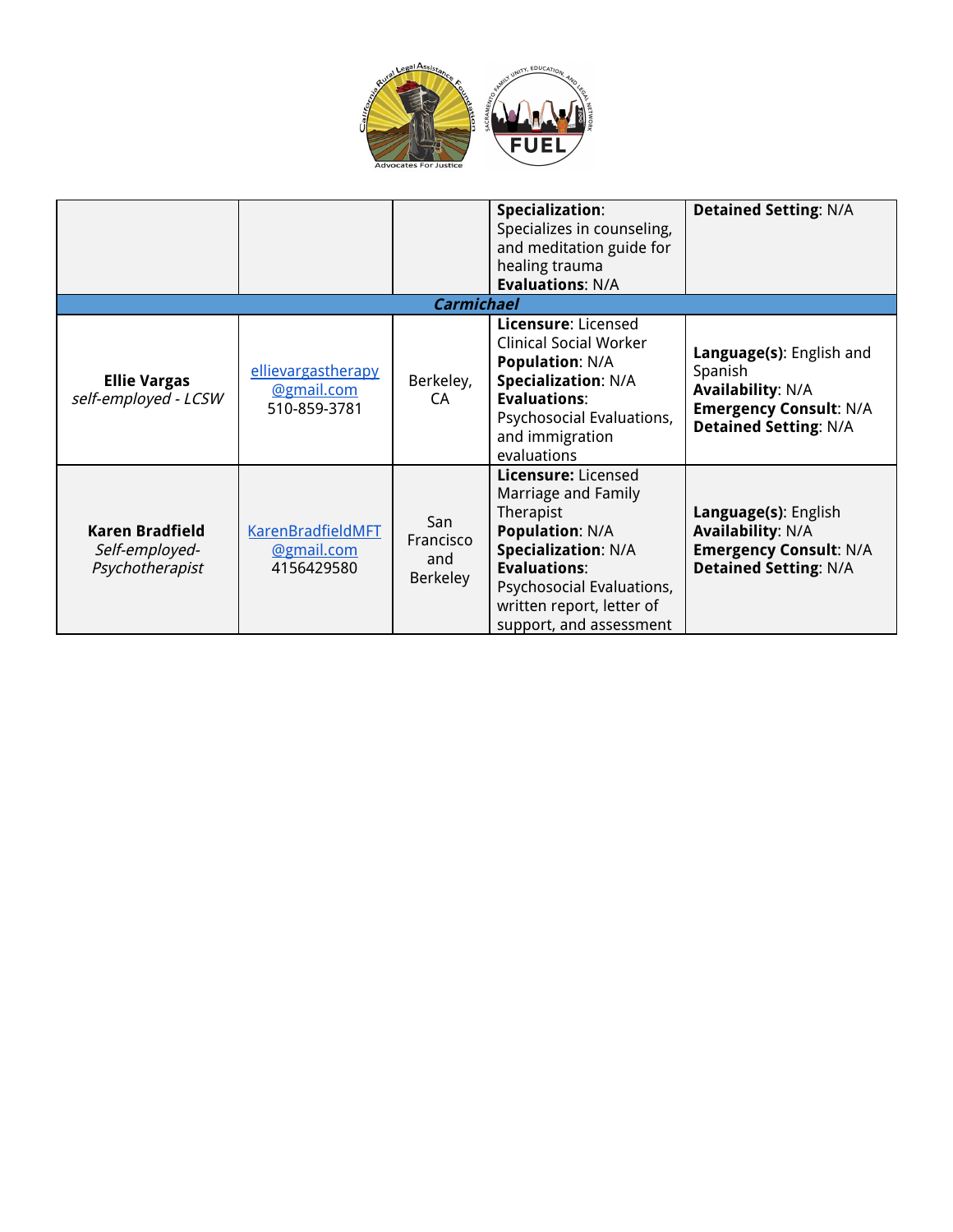| | | | | |
|---|---|---|---|---|
| | | | **Specialization**: Specializes in counseling, and meditation guide for healing trauma<br>**Evaluations**: N/A | **Detained Setting**: N/A |
| | | ***Carmichael*** | | |
| **Ellie Vargas**<br>*self-employed - LCSW* | ellievargastherapy@gmail.com<br>510-859-3781 | Berkeley, CA | **Licensure**: Licensed Clinical Social Worker<br>**Population**: N/A<br>**Specialization**: N/A<br>**Evaluations**: Psychosocial Evaluations, and immigration evaluations | **Language(s)**: English and Spanish<br>**Availability**: N/A<br>**Emergency Consult**: N/A<br>**Detained Setting**: N/A |
| **Karen Bradfield**<br>*Self-employed-Psychotherapist* | KarenBradfieldMFT@gmail.com<br>4156429580 | San Francisco and Berkeley | **Licensure:** Licensed Marriage and Family Therapist<br>**Population**: N/A<br>**Specialization**: N/A<br>**Evaluations**: Psychosocial Evaluations, written report, letter of support, and assessment | **Language(s)**: English<br>**Availability**: N/A<br>**Emergency Consult**: N/A<br>**Detained Setting**: N/A |